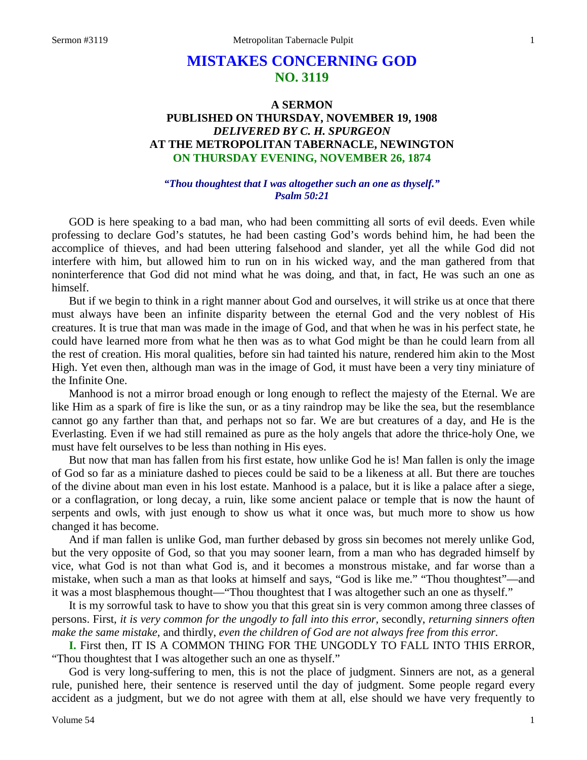# MISTAKES CONCERNING GOD
## NO. 3119

### A SERMON
### PUBLISHED ON THURSDAY, NOVEMBER 19, 1908
### *DELIVERED BY C. H. SPURGEON*
### AT THE METROPOLITAN TABERNACLE, NEWINGTON
### ON THURSDAY EVENING, NOVEMBER 26, 1874

***"Thou thoughtest that I was altogether such an one as thyself." Psalm 50:21***

GOD is here speaking to a bad man, who had been committing all sorts of evil deeds. Even while professing to declare God's statutes, he had been casting God's words behind him, he had been the accomplice of thieves, and had been uttering falsehood and slander, yet all the while God did not interfere with him, but allowed him to run on in his wicked way, and the man gathered from that noninterference that God did not mind what he was doing, and that, in fact, He was such an one as himself.

But if we begin to think in a right manner about God and ourselves, it will strike us at once that there must always have been an infinite disparity between the eternal God and the very noblest of His creatures. It is true that man was made in the image of God, and that when he was in his perfect state, he could have learned more from what he then was as to what God might be than he could learn from all the rest of creation. His moral qualities, before sin had tainted his nature, rendered him akin to the Most High. Yet even then, although man was in the image of God, it must have been a very tiny miniature of the Infinite One.

Manhood is not a mirror broad enough or long enough to reflect the majesty of the Eternal. We are like Him as a spark of fire is like the sun, or as a tiny raindrop may be like the sea, but the resemblance cannot go any farther than that, and perhaps not so far. We are but creatures of a day, and He is the Everlasting. Even if we had still remained as pure as the holy angels that adore the thrice-holy One, we must have felt ourselves to be less than nothing in His eyes.

But now that man has fallen from his first estate, how unlike God he is! Man fallen is only the image of God so far as a miniature dashed to pieces could be said to be a likeness at all. But there are touches of the divine about man even in his lost estate. Manhood is a palace, but it is like a palace after a siege, or a conflagration, or long decay, a ruin, like some ancient palace or temple that is now the haunt of serpents and owls, with just enough to show us what it once was, but much more to show us how changed it has become.

And if man fallen is unlike God, man further debased by gross sin becomes not merely unlike God, but the very opposite of God, so that you may sooner learn, from a man who has degraded himself by vice, what God is not than what God is, and it becomes a monstrous mistake, and far worse than a mistake, when such a man as that looks at himself and says, "God is like me." "Thou thoughtest"—and it was a most blasphemous thought—"Thou thoughtest that I was altogether such an one as thyself."

It is my sorrowful task to have to show you that this great sin is very common among three classes of persons. First, *it is very common for the ungodly to fall into this error*, secondly, *returning sinners often make the same mistake,* and thirdly, *even the children of God are not always free from this error.*

**I.** First then, IT IS A COMMON THING FOR THE UNGODLY TO FALL INTO THIS ERROR, "Thou thoughtest that I was altogether such an one as thyself."

God is very long-suffering to men, this is not the place of judgment. Sinners are not, as a general rule, punished here, their sentence is reserved until the day of judgment. Some people regard every accident as a judgment, but we do not agree with them at all, else should we have very frequently to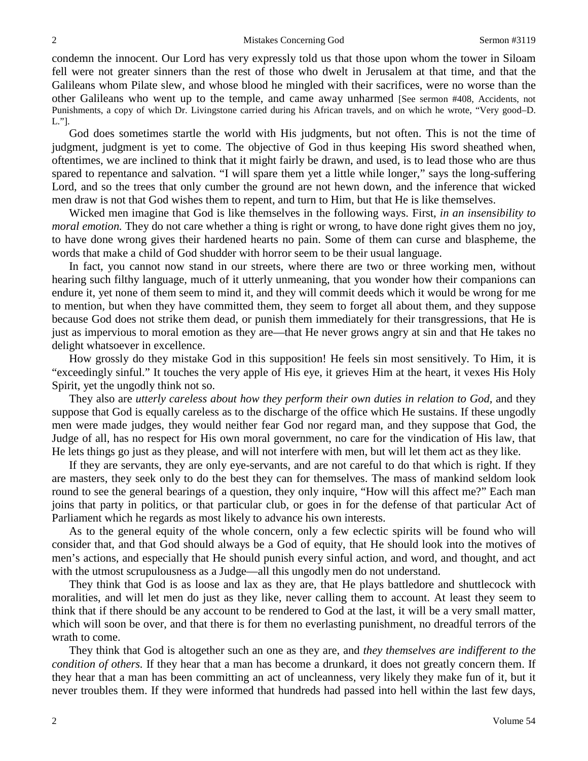condemn the innocent. Our Lord has very expressly told us that those upon whom the tower in Siloam fell were not greater sinners than the rest of those who dwelt in Jerusalem at that time, and that the Galileans whom Pilate slew, and whose blood he mingled with their sacrifices, were no worse than the other Galileans who went up to the temple, and came away unharmed [See sermon #408, Accidents, not Punishments, a copy of which Dr. Livingstone carried during his African travels, and on which he wrote, "Very good–D. L."].

God does sometimes startle the world with His judgments, but not often. This is not the time of judgment, judgment is yet to come. The objective of God in thus keeping His sword sheathed when, oftentimes, we are inclined to think that it might fairly be drawn, and used, is to lead those who are thus spared to repentance and salvation. "I will spare them yet a little while longer," says the long-suffering Lord, and so the trees that only cumber the ground are not hewn down, and the inference that wicked men draw is not that God wishes them to repent, and turn to Him, but that He is like themselves.

Wicked men imagine that God is like themselves in the following ways. First, *in an insensibility to moral emotion.* They do not care whether a thing is right or wrong, to have done right gives them no joy, to have done wrong gives their hardened hearts no pain. Some of them can curse and blaspheme, the words that make a child of God shudder with horror seem to be their usual language.

In fact, you cannot now stand in our streets, where there are two or three working men, without hearing such filthy language, much of it utterly unmeaning, that you wonder how their companions can endure it, yet none of them seem to mind it, and they will commit deeds which it would be wrong for me to mention, but when they have committed them, they seem to forget all about them, and they suppose because God does not strike them dead, or punish them immediately for their transgressions, that He is just as impervious to moral emotion as they are—that He never grows angry at sin and that He takes no delight whatsoever in excellence.

How grossly do they mistake God in this supposition! He feels sin most sensitively. To Him, it is "exceedingly sinful." It touches the very apple of His eye, it grieves Him at the heart, it vexes His Holy Spirit, yet the ungodly think not so.

They also are *utterly careless about how they perform their own duties in relation to God,* and they suppose that God is equally careless as to the discharge of the office which He sustains. If these ungodly men were made judges, they would neither fear God nor regard man, and they suppose that God, the Judge of all, has no respect for His own moral government, no care for the vindication of His law, that He lets things go just as they please, and will not interfere with men, but will let them act as they like.

If they are servants, they are only eye-servants, and are not careful to do that which is right. If they are masters, they seek only to do the best they can for themselves. The mass of mankind seldom look round to see the general bearings of a question, they only inquire, "How will this affect me?" Each man joins that party in politics, or that particular club, or goes in for the defense of that particular Act of Parliament which he regards as most likely to advance his own interests.

As to the general equity of the whole concern, only a few eclectic spirits will be found who will consider that, and that God should always be a God of equity, that He should look into the motives of men's actions, and especially that He should punish every sinful action, and word, and thought, and act with the utmost scrupulousness as a Judge—all this ungodly men do not understand.

They think that God is as loose and lax as they are, that He plays battledore and shuttlecock with moralities, and will let men do just as they like, never calling them to account. At least they seem to think that if there should be any account to be rendered to God at the last, it will be a very small matter, which will soon be over, and that there is for them no everlasting punishment, no dreadful terrors of the wrath to come.

They think that God is altogether such an one as they are, and *they themselves are indifferent to the condition of others.* If they hear that a man has become a drunkard, it does not greatly concern them. If they hear that a man has been committing an act of uncleanness, very likely they make fun of it, but it never troubles them. If they were informed that hundreds had passed into hell within the last few days,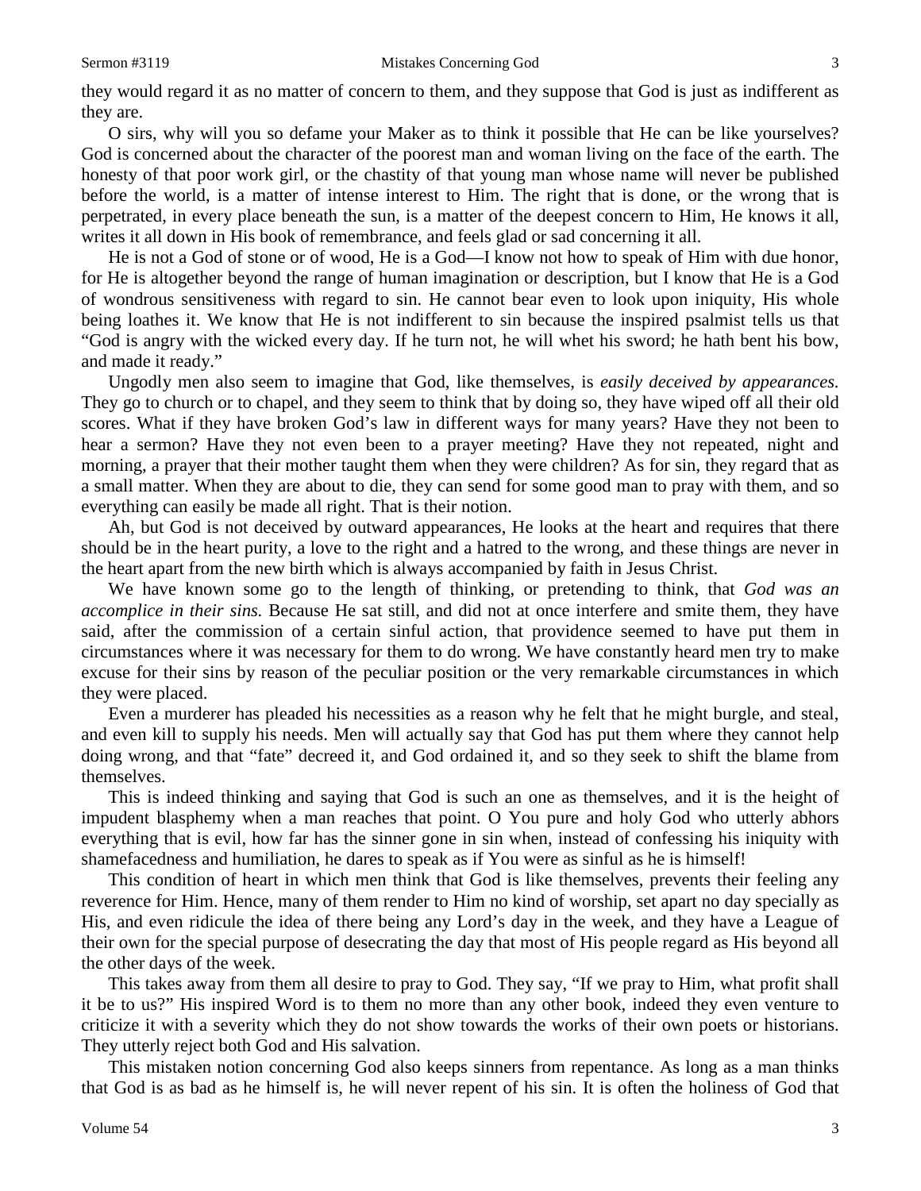they would regard it as no matter of concern to them, and they suppose that God is just as indifferent as they are.

O sirs, why will you so defame your Maker as to think it possible that He can be like yourselves? God is concerned about the character of the poorest man and woman living on the face of the earth. The honesty of that poor work girl, or the chastity of that young man whose name will never be published before the world, is a matter of intense interest to Him. The right that is done, or the wrong that is perpetrated, in every place beneath the sun, is a matter of the deepest concern to Him, He knows it all, writes it all down in His book of remembrance, and feels glad or sad concerning it all.

He is not a God of stone or of wood, He is a God—I know not how to speak of Him with due honor, for He is altogether beyond the range of human imagination or description, but I know that He is a God of wondrous sensitiveness with regard to sin. He cannot bear even to look upon iniquity, His whole being loathes it. We know that He is not indifferent to sin because the inspired psalmist tells us that "God is angry with the wicked every day. If he turn not, he will whet his sword; he hath bent his bow, and made it ready."

Ungodly men also seem to imagine that God, like themselves, is *easily deceived by appearances.* They go to church or to chapel, and they seem to think that by doing so, they have wiped off all their old scores. What if they have broken God's law in different ways for many years? Have they not been to hear a sermon? Have they not even been to a prayer meeting? Have they not repeated, night and morning, a prayer that their mother taught them when they were children? As for sin, they regard that as a small matter. When they are about to die, they can send for some good man to pray with them, and so everything can easily be made all right. That is their notion.

Ah, but God is not deceived by outward appearances, He looks at the heart and requires that there should be in the heart purity, a love to the right and a hatred to the wrong, and these things are never in the heart apart from the new birth which is always accompanied by faith in Jesus Christ.

We have known some go to the length of thinking, or pretending to think, that *God was an accomplice in their sins.* Because He sat still, and did not at once interfere and smite them, they have said, after the commission of a certain sinful action, that providence seemed to have put them in circumstances where it was necessary for them to do wrong. We have constantly heard men try to make excuse for their sins by reason of the peculiar position or the very remarkable circumstances in which they were placed.

Even a murderer has pleaded his necessities as a reason why he felt that he might burgle, and steal, and even kill to supply his needs. Men will actually say that God has put them where they cannot help doing wrong, and that "fate" decreed it, and God ordained it, and so they seek to shift the blame from themselves.

This is indeed thinking and saying that God is such an one as themselves, and it is the height of impudent blasphemy when a man reaches that point. O You pure and holy God who utterly abhors everything that is evil, how far has the sinner gone in sin when, instead of confessing his iniquity with shamefacedness and humiliation, he dares to speak as if You were as sinful as he is himself!

This condition of heart in which men think that God is like themselves, prevents their feeling any reverence for Him. Hence, many of them render to Him no kind of worship, set apart no day specially as His, and even ridicule the idea of there being any Lord's day in the week, and they have a League of their own for the special purpose of desecrating the day that most of His people regard as His beyond all the other days of the week.

This takes away from them all desire to pray to God. They say, "If we pray to Him, what profit shall it be to us?" His inspired Word is to them no more than any other book, indeed they even venture to criticize it with a severity which they do not show towards the works of their own poets or historians. They utterly reject both God and His salvation.

This mistaken notion concerning God also keeps sinners from repentance. As long as a man thinks that God is as bad as he himself is, he will never repent of his sin. It is often the holiness of God that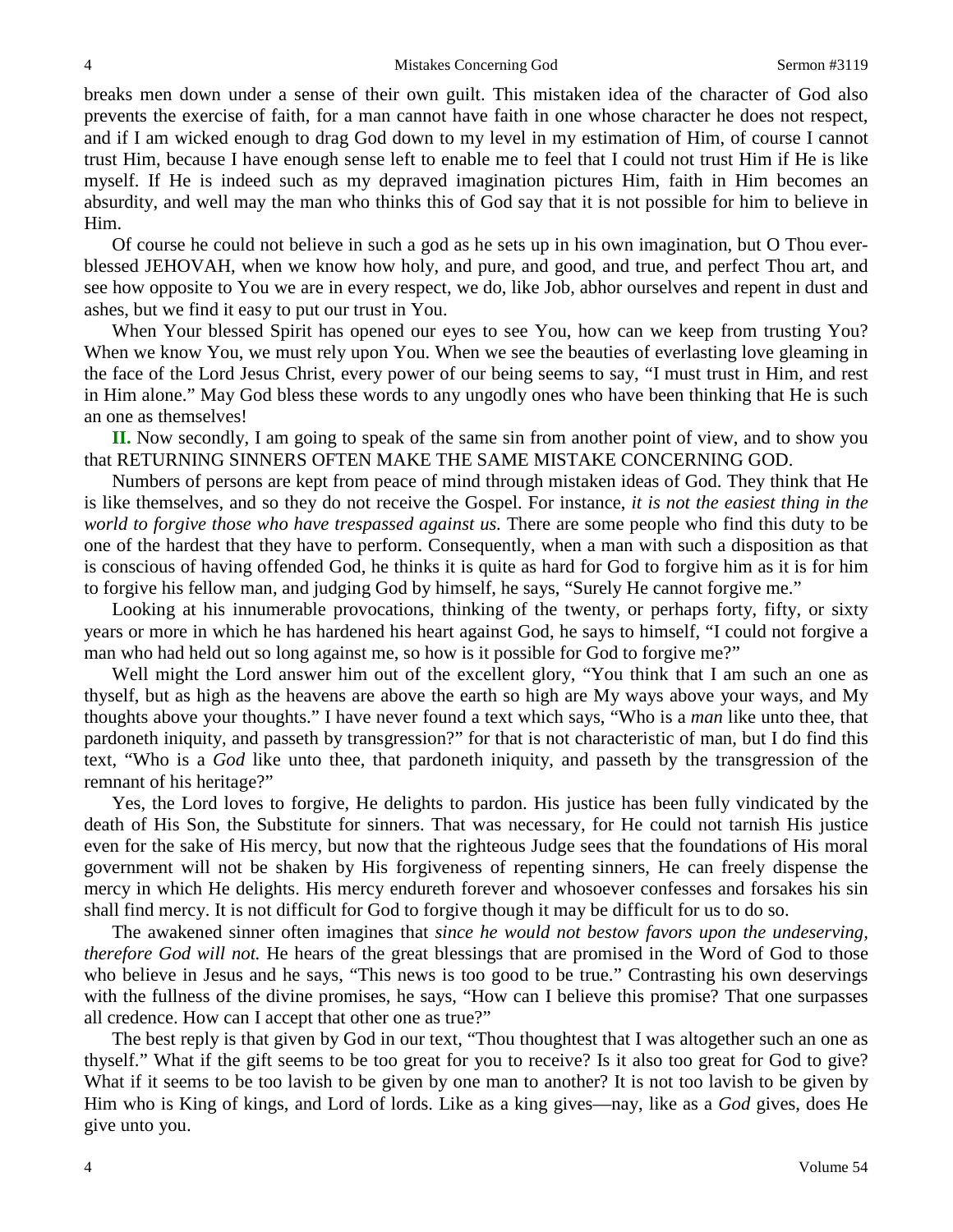breaks men down under a sense of their own guilt. This mistaken idea of the character of God also prevents the exercise of faith, for a man cannot have faith in one whose character he does not respect, and if I am wicked enough to drag God down to my level in my estimation of Him, of course I cannot trust Him, because I have enough sense left to enable me to feel that I could not trust Him if He is like myself. If He is indeed such as my depraved imagination pictures Him, faith in Him becomes an absurdity, and well may the man who thinks this of God say that it is not possible for him to believe in Him.

Of course he could not believe in such a god as he sets up in his own imagination, but O Thou ever-blessed JEHOVAH, when we know how holy, and pure, and good, and true, and perfect Thou art, and see how opposite to You we are in every respect, we do, like Job, abhor ourselves and repent in dust and ashes, but we find it easy to put our trust in You.

When Your blessed Spirit has opened our eyes to see You, how can we keep from trusting You? When we know You, we must rely upon You. When we see the beauties of everlasting love gleaming in the face of the Lord Jesus Christ, every power of our being seems to say, "I must trust in Him, and rest in Him alone." May God bless these words to any ungodly ones who have been thinking that He is such an one as themselves!

**II.** Now secondly, I am going to speak of the same sin from another point of view, and to show you that RETURNING SINNERS OFTEN MAKE THE SAME MISTAKE CONCERNING GOD.

Numbers of persons are kept from peace of mind through mistaken ideas of God. They think that He is like themselves, and so they do not receive the Gospel. For instance, *it is not the easiest thing in the world to forgive those who have trespassed against us.* There are some people who find this duty to be one of the hardest that they have to perform. Consequently, when a man with such a disposition as that is conscious of having offended God, he thinks it is quite as hard for God to forgive him as it is for him to forgive his fellow man, and judging God by himself, he says, "Surely He cannot forgive me."

Looking at his innumerable provocations, thinking of the twenty, or perhaps forty, fifty, or sixty years or more in which he has hardened his heart against God, he says to himself, "I could not forgive a man who had held out so long against me, so how is it possible for God to forgive me?"

Well might the Lord answer him out of the excellent glory, "You think that I am such an one as thyself, but as high as the heavens are above the earth so high are My ways above your ways, and My thoughts above your thoughts." I have never found a text which says, "Who is a *man* like unto thee, that pardoneth iniquity, and passeth by transgression?" for that is not characteristic of man, but I do find this text, "Who is a *God* like unto thee, that pardoneth iniquity, and passeth by the transgression of the remnant of his heritage?"

Yes, the Lord loves to forgive, He delights to pardon. His justice has been fully vindicated by the death of His Son, the Substitute for sinners. That was necessary, for He could not tarnish His justice even for the sake of His mercy, but now that the righteous Judge sees that the foundations of His moral government will not be shaken by His forgiveness of repenting sinners, He can freely dispense the mercy in which He delights. His mercy endureth forever and whosoever confesses and forsakes his sin shall find mercy. It is not difficult for God to forgive though it may be difficult for us to do so.

The awakened sinner often imagines that *since he would not bestow favors upon the undeserving, therefore God will not.* He hears of the great blessings that are promised in the Word of God to those who believe in Jesus and he says, "This news is too good to be true." Contrasting his own deservings with the fullness of the divine promises, he says, "How can I believe this promise? That one surpasses all credence. How can I accept that other one as true?"

The best reply is that given by God in our text, "Thou thoughtest that I was altogether such an one as thyself." What if the gift seems to be too great for you to receive? Is it also too great for God to give? What if it seems to be too lavish to be given by one man to another? It is not too lavish to be given by Him who is King of kings, and Lord of lords. Like as a king gives—nay, like as a *God* gives, does He give unto you.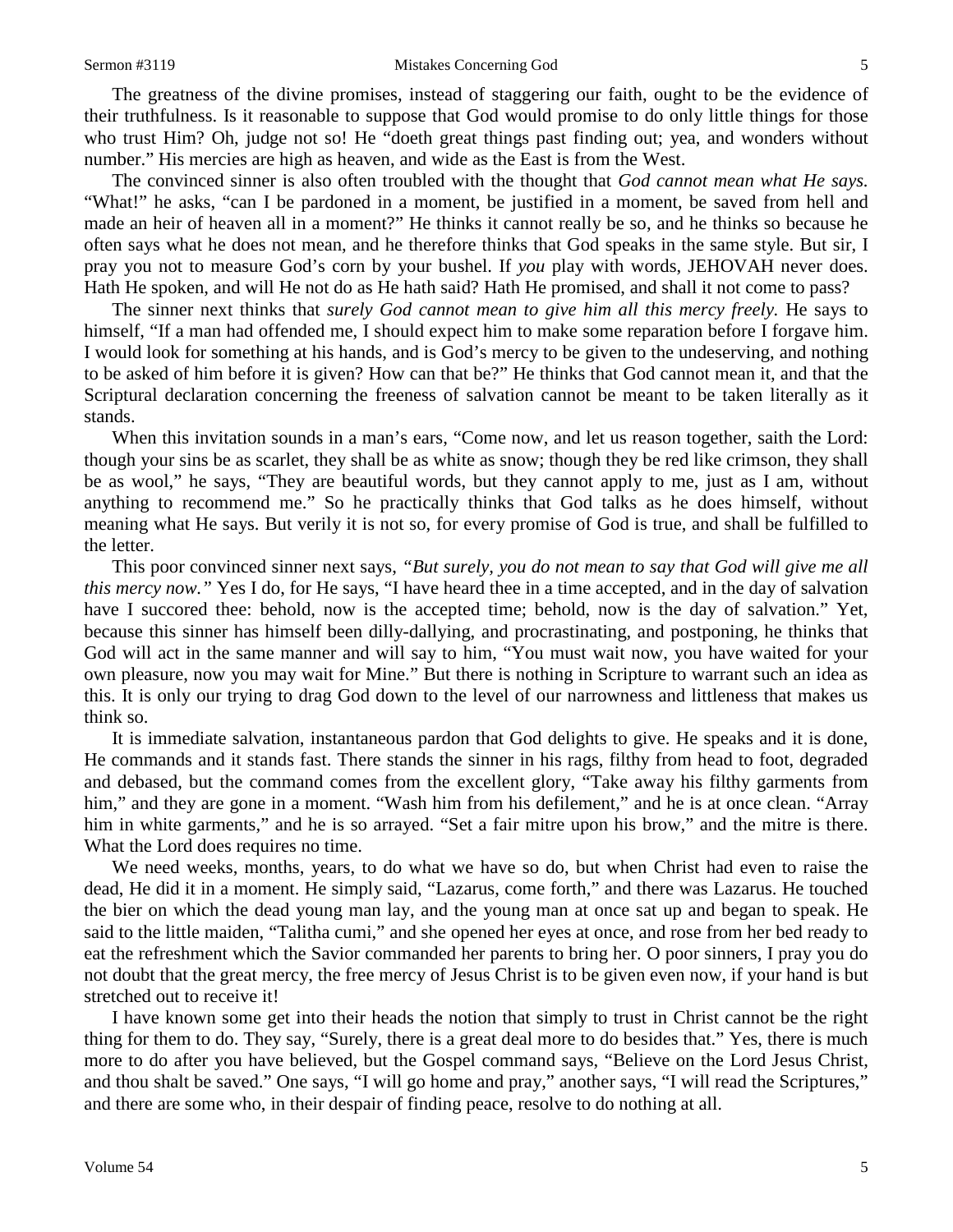The greatness of the divine promises, instead of staggering our faith, ought to be the evidence of their truthfulness. Is it reasonable to suppose that God would promise to do only little things for those who trust Him? Oh, judge not so! He "doeth great things past finding out; yea, and wonders without number." His mercies are high as heaven, and wide as the East is from the West.

The convinced sinner is also often troubled with the thought that *God cannot mean what He says.* "What!" he asks, "can I be pardoned in a moment, be justified in a moment, be saved from hell and made an heir of heaven all in a moment?" He thinks it cannot really be so, and he thinks so because he often says what he does not mean, and he therefore thinks that God speaks in the same style. But sir, I pray you not to measure God's corn by your bushel. If *you* play with words, JEHOVAH never does. Hath He spoken, and will He not do as He hath said? Hath He promised, and shall it not come to pass?

The sinner next thinks that *surely God cannot mean to give him all this mercy freely.* He says to himself, "If a man had offended me, I should expect him to make some reparation before I forgave him. I would look for something at his hands, and is God's mercy to be given to the undeserving, and nothing to be asked of him before it is given? How can that be?" He thinks that God cannot mean it, and that the Scriptural declaration concerning the freeness of salvation cannot be meant to be taken literally as it stands.

When this invitation sounds in a man's ears, "Come now, and let us reason together, saith the Lord: though your sins be as scarlet, they shall be as white as snow; though they be red like crimson, they shall be as wool," he says, "They are beautiful words, but they cannot apply to me, just as I am, without anything to recommend me." So he practically thinks that God talks as he does himself, without meaning what He says. But verily it is not so, for every promise of God is true, and shall be fulfilled to the letter.

This poor convinced sinner next says, *"But surely, you do not mean to say that God will give me all this mercy now."* Yes I do, for He says, "I have heard thee in a time accepted, and in the day of salvation have I succored thee: behold, now is the accepted time; behold, now is the day of salvation." Yet, because this sinner has himself been dilly-dallying, and procrastinating, and postponing, he thinks that God will act in the same manner and will say to him, "You must wait now, you have waited for your own pleasure, now you may wait for Mine." But there is nothing in Scripture to warrant such an idea as this. It is only our trying to drag God down to the level of our narrowness and littleness that makes us think so.

It is immediate salvation, instantaneous pardon that God delights to give. He speaks and it is done, He commands and it stands fast. There stands the sinner in his rags, filthy from head to foot, degraded and debased, but the command comes from the excellent glory, "Take away his filthy garments from him," and they are gone in a moment. "Wash him from his defilement," and he is at once clean. "Array him in white garments," and he is so arrayed. "Set a fair mitre upon his brow," and the mitre is there. What the Lord does requires no time.

We need weeks, months, years, to do what we have so do, but when Christ had even to raise the dead, He did it in a moment. He simply said, "Lazarus, come forth," and there was Lazarus. He touched the bier on which the dead young man lay, and the young man at once sat up and began to speak. He said to the little maiden, "Talitha cumi," and she opened her eyes at once, and rose from her bed ready to eat the refreshment which the Savior commanded her parents to bring her. O poor sinners, I pray you do not doubt that the great mercy, the free mercy of Jesus Christ is to be given even now, if your hand is but stretched out to receive it!

I have known some get into their heads the notion that simply to trust in Christ cannot be the right thing for them to do. They say, "Surely, there is a great deal more to do besides that." Yes, there is much more to do after you have believed, but the Gospel command says, "Believe on the Lord Jesus Christ, and thou shalt be saved." One says, "I will go home and pray," another says, "I will read the Scriptures," and there are some who, in their despair of finding peace, resolve to do nothing at all.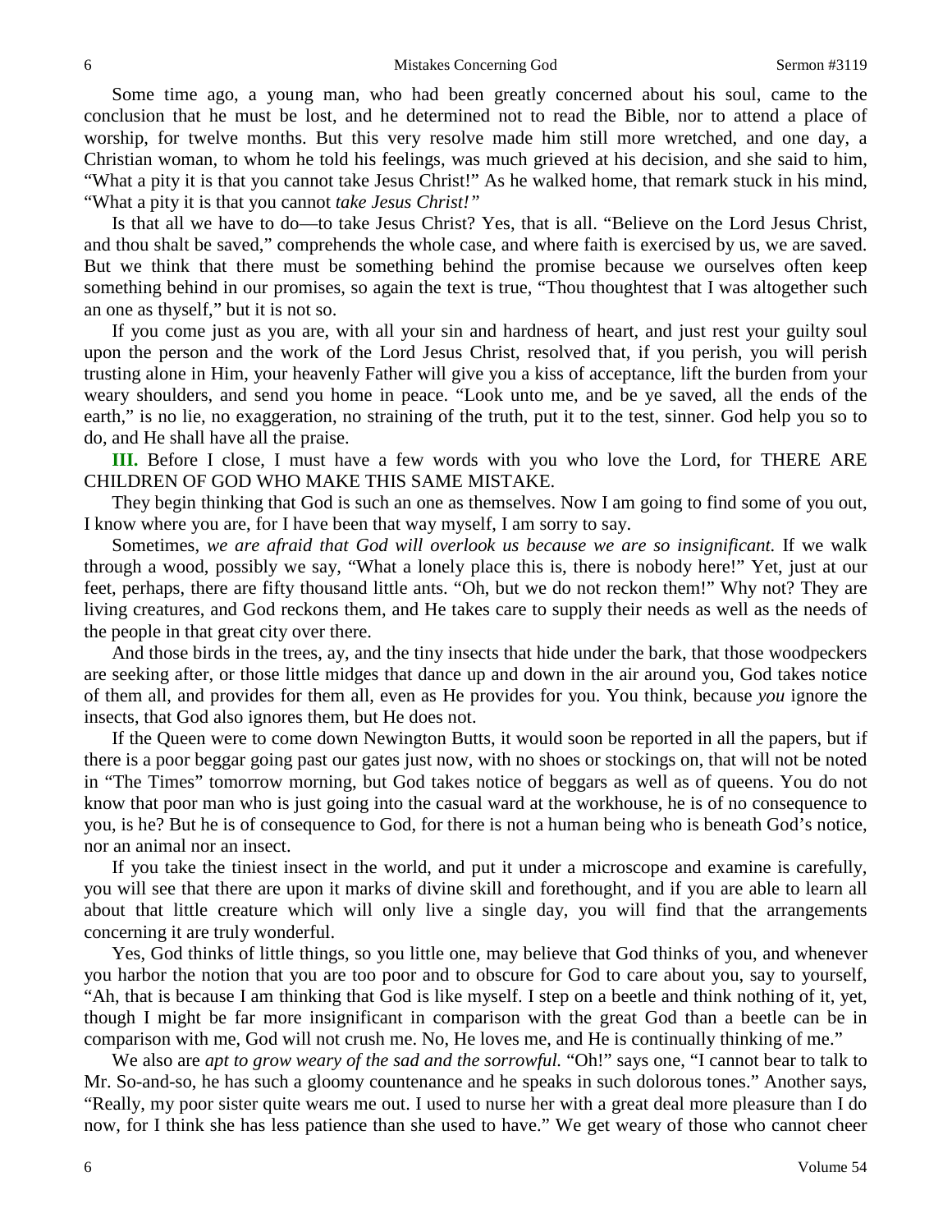Some time ago, a young man, who had been greatly concerned about his soul, came to the conclusion that he must be lost, and he determined not to read the Bible, nor to attend a place of worship, for twelve months. But this very resolve made him still more wretched, and one day, a Christian woman, to whom he told his feelings, was much grieved at his decision, and she said to him, "What a pity it is that you cannot take Jesus Christ!" As he walked home, that remark stuck in his mind, "What a pity it is that you cannot *take Jesus Christ!"*

Is that all we have to do—to take Jesus Christ? Yes, that is all. "Believe on the Lord Jesus Christ, and thou shalt be saved," comprehends the whole case, and where faith is exercised by us, we are saved. But we think that there must be something behind the promise because we ourselves often keep something behind in our promises, so again the text is true, "Thou thoughtest that I was altogether such an one as thyself," but it is not so.

If you come just as you are, with all your sin and hardness of heart, and just rest your guilty soul upon the person and the work of the Lord Jesus Christ, resolved that, if you perish, you will perish trusting alone in Him, your heavenly Father will give you a kiss of acceptance, lift the burden from your weary shoulders, and send you home in peace. "Look unto me, and be ye saved, all the ends of the earth," is no lie, no exaggeration, no straining of the truth, put it to the test, sinner. God help you so to do, and He shall have all the praise.

**III.** Before I close, I must have a few words with you who love the Lord, for THERE ARE CHILDREN OF GOD WHO MAKE THIS SAME MISTAKE.

They begin thinking that God is such an one as themselves. Now I am going to find some of you out, I know where you are, for I have been that way myself, I am sorry to say.

Sometimes, *we are afraid that God will overlook us because we are so insignificant.* If we walk through a wood, possibly we say, "What a lonely place this is, there is nobody here!" Yet, just at our feet, perhaps, there are fifty thousand little ants. "Oh, but we do not reckon them!" Why not? They are living creatures, and God reckons them, and He takes care to supply their needs as well as the needs of the people in that great city over there.

And those birds in the trees, ay, and the tiny insects that hide under the bark, that those woodpeckers are seeking after, or those little midges that dance up and down in the air around you, God takes notice of them all, and provides for them all, even as He provides for you. You think, because *you* ignore the insects, that God also ignores them, but He does not.

If the Queen were to come down Newington Butts, it would soon be reported in all the papers, but if there is a poor beggar going past our gates just now, with no shoes or stockings on, that will not be noted in "The Times" tomorrow morning, but God takes notice of beggars as well as of queens. You do not know that poor man who is just going into the casual ward at the workhouse, he is of no consequence to you, is he? But he is of consequence to God, for there is not a human being who is beneath God's notice, nor an animal nor an insect.

If you take the tiniest insect in the world, and put it under a microscope and examine is carefully, you will see that there are upon it marks of divine skill and forethought, and if you are able to learn all about that little creature which will only live a single day, you will find that the arrangements concerning it are truly wonderful.

Yes, God thinks of little things, so you little one, may believe that God thinks of you, and whenever you harbor the notion that you are too poor and to obscure for God to care about you, say to yourself, "Ah, that is because I am thinking that God is like myself. I step on a beetle and think nothing of it, yet, though I might be far more insignificant in comparison with the great God than a beetle can be in comparison with me, God will not crush me. No, He loves me, and He is continually thinking of me."

We also are *apt to grow weary of the sad and the sorrowful.* "Oh!" says one, "I cannot bear to talk to Mr. So-and-so, he has such a gloomy countenance and he speaks in such dolorous tones." Another says, "Really, my poor sister quite wears me out. I used to nurse her with a great deal more pleasure than I do now, for I think she has less patience than she used to have." We get weary of those who cannot cheer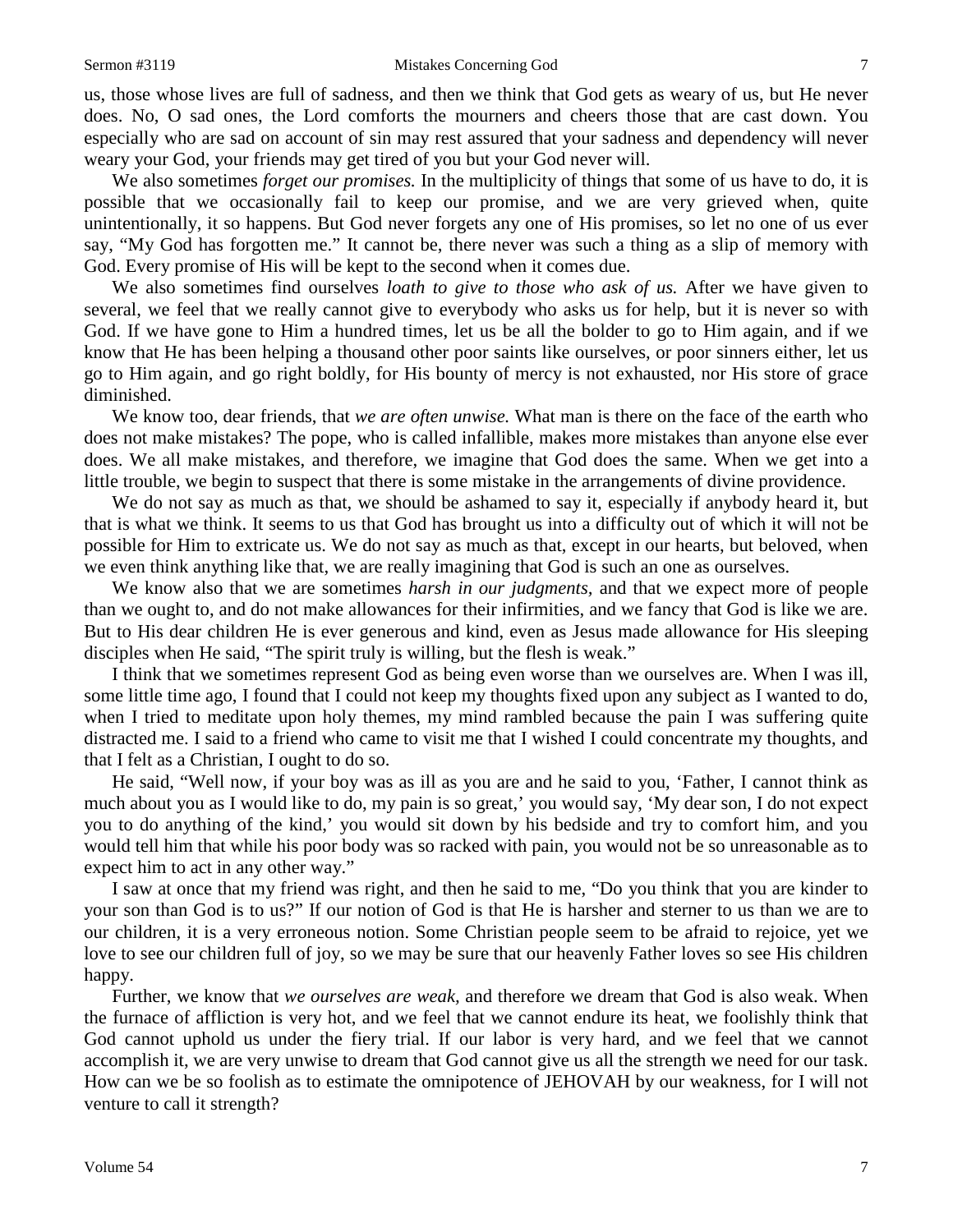us, those whose lives are full of sadness, and then we think that God gets as weary of us, but He never does. No, O sad ones, the Lord comforts the mourners and cheers those that are cast down. You especially who are sad on account of sin may rest assured that your sadness and dependency will never weary your God, your friends may get tired of you but your God never will.

We also sometimes *forget our promises.* In the multiplicity of things that some of us have to do, it is possible that we occasionally fail to keep our promise, and we are very grieved when, quite unintentionally, it so happens. But God never forgets any one of His promises, so let no one of us ever say, "My God has forgotten me." It cannot be, there never was such a thing as a slip of memory with God. Every promise of His will be kept to the second when it comes due.

We also sometimes find ourselves *loath to give to those who ask of us.* After we have given to several, we feel that we really cannot give to everybody who asks us for help, but it is never so with God. If we have gone to Him a hundred times, let us be all the bolder to go to Him again, and if we know that He has been helping a thousand other poor saints like ourselves, or poor sinners either, let us go to Him again, and go right boldly, for His bounty of mercy is not exhausted, nor His store of grace diminished.

We know too, dear friends, that *we are often unwise.* What man is there on the face of the earth who does not make mistakes? The pope, who is called infallible, makes more mistakes than anyone else ever does. We all make mistakes, and therefore, we imagine that God does the same. When we get into a little trouble, we begin to suspect that there is some mistake in the arrangements of divine providence.

We do not say as much as that, we should be ashamed to say it, especially if anybody heard it, but that is what we think. It seems to us that God has brought us into a difficulty out of which it will not be possible for Him to extricate us. We do not say as much as that, except in our hearts, but beloved, when we even think anything like that, we are really imagining that God is such an one as ourselves.

We know also that we are sometimes *harsh in our judgments,* and that we expect more of people than we ought to, and do not make allowances for their infirmities, and we fancy that God is like we are. But to His dear children He is ever generous and kind, even as Jesus made allowance for His sleeping disciples when He said, "The spirit truly is willing, but the flesh is weak."

I think that we sometimes represent God as being even worse than we ourselves are. When I was ill, some little time ago, I found that I could not keep my thoughts fixed upon any subject as I wanted to do, when I tried to meditate upon holy themes, my mind rambled because the pain I was suffering quite distracted me. I said to a friend who came to visit me that I wished I could concentrate my thoughts, and that I felt as a Christian, I ought to do so.

He said, "Well now, if your boy was as ill as you are and he said to you, 'Father, I cannot think as much about you as I would like to do, my pain is so great,' you would say, 'My dear son, I do not expect you to do anything of the kind,' you would sit down by his bedside and try to comfort him, and you would tell him that while his poor body was so racked with pain, you would not be so unreasonable as to expect him to act in any other way."

I saw at once that my friend was right, and then he said to me, "Do you think that you are kinder to your son than God is to us?" If our notion of God is that He is harsher and sterner to us than we are to our children, it is a very erroneous notion. Some Christian people seem to be afraid to rejoice, yet we love to see our children full of joy, so we may be sure that our heavenly Father loves so see His children happy.

Further, we know that *we ourselves are weak,* and therefore we dream that God is also weak. When the furnace of affliction is very hot, and we feel that we cannot endure its heat, we foolishly think that God cannot uphold us under the fiery trial. If our labor is very hard, and we feel that we cannot accomplish it, we are very unwise to dream that God cannot give us all the strength we need for our task. How can we be so foolish as to estimate the omnipotence of JEHOVAH by our weakness, for I will not venture to call it strength?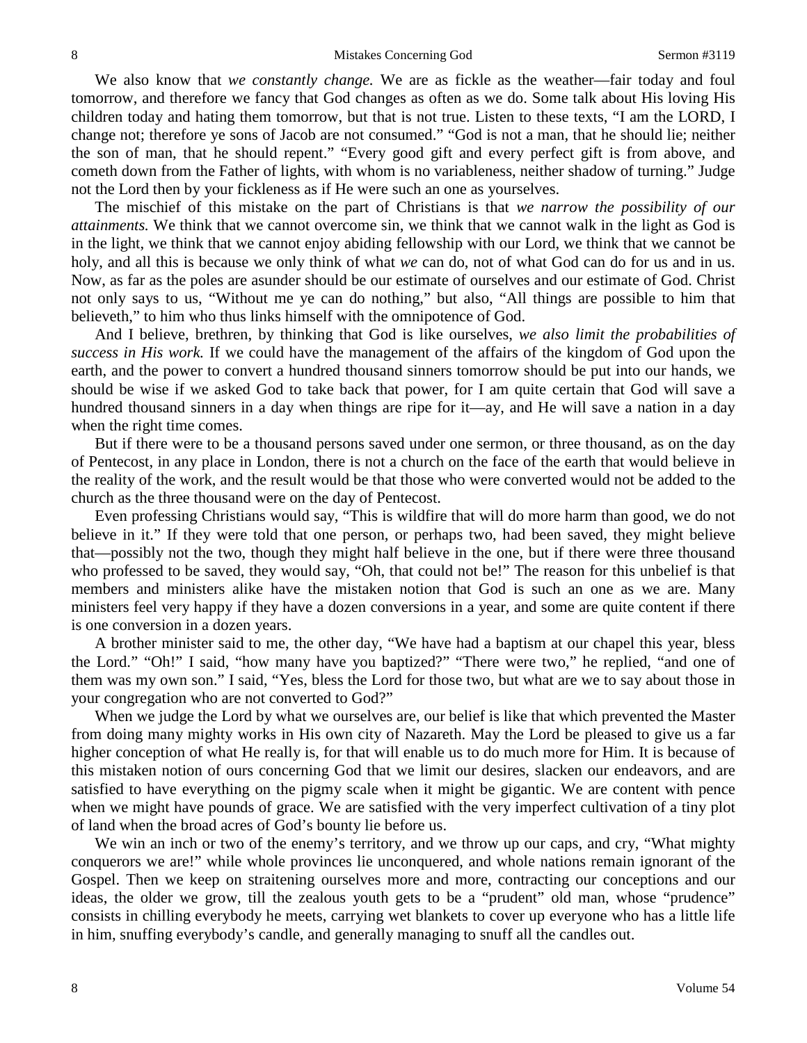We also know that *we constantly change.* We are as fickle as the weather—fair today and foul tomorrow, and therefore we fancy that God changes as often as we do. Some talk about His loving His children today and hating them tomorrow, but that is not true. Listen to these texts, "I am the LORD, I change not; therefore ye sons of Jacob are not consumed." "God is not a man, that he should lie; neither the son of man, that he should repent." "Every good gift and every perfect gift is from above, and cometh down from the Father of lights, with whom is no variableness, neither shadow of turning." Judge not the Lord then by your fickleness as if He were such an one as yourselves.

The mischief of this mistake on the part of Christians is that *we narrow the possibility of our attainments.* We think that we cannot overcome sin, we think that we cannot walk in the light as God is in the light, we think that we cannot enjoy abiding fellowship with our Lord, we think that we cannot be holy, and all this is because we only think of what *we* can do, not of what God can do for us and in us. Now, as far as the poles are asunder should be our estimate of ourselves and our estimate of God. Christ not only says to us, "Without me ye can do nothing," but also, "All things are possible to him that believeth," to him who thus links himself with the omnipotence of God.

And I believe, brethren, by thinking that God is like ourselves, *we also limit the probabilities of success in His work.* If we could have the management of the affairs of the kingdom of God upon the earth, and the power to convert a hundred thousand sinners tomorrow should be put into our hands, we should be wise if we asked God to take back that power, for I am quite certain that God will save a hundred thousand sinners in a day when things are ripe for it—ay, and He will save a nation in a day when the right time comes.

But if there were to be a thousand persons saved under one sermon, or three thousand, as on the day of Pentecost, in any place in London, there is not a church on the face of the earth that would believe in the reality of the work, and the result would be that those who were converted would not be added to the church as the three thousand were on the day of Pentecost.

Even professing Christians would say, "This is wildfire that will do more harm than good, we do not believe in it." If they were told that one person, or perhaps two, had been saved, they might believe that—possibly not the two, though they might half believe in the one, but if there were three thousand who professed to be saved, they would say, "Oh, that could not be!" The reason for this unbelief is that members and ministers alike have the mistaken notion that God is such an one as we are. Many ministers feel very happy if they have a dozen conversions in a year, and some are quite content if there is one conversion in a dozen years.

A brother minister said to me, the other day, "We have had a baptism at our chapel this year, bless the Lord." "Oh!" I said, "how many have you baptized?" "There were two," he replied, "and one of them was my own son." I said, "Yes, bless the Lord for those two, but what are we to say about those in your congregation who are not converted to God?"

When we judge the Lord by what we ourselves are, our belief is like that which prevented the Master from doing many mighty works in His own city of Nazareth. May the Lord be pleased to give us a far higher conception of what He really is, for that will enable us to do much more for Him. It is because of this mistaken notion of ours concerning God that we limit our desires, slacken our endeavors, and are satisfied to have everything on the pigmy scale when it might be gigantic. We are content with pence when we might have pounds of grace. We are satisfied with the very imperfect cultivation of a tiny plot of land when the broad acres of God's bounty lie before us.

We win an inch or two of the enemy's territory, and we throw up our caps, and cry, "What mighty conquerors we are!" while whole provinces lie unconquered, and whole nations remain ignorant of the Gospel. Then we keep on straitening ourselves more and more, contracting our conceptions and our ideas, the older we grow, till the zealous youth gets to be a "prudent" old man, whose "prudence" consists in chilling everybody he meets, carrying wet blankets to cover up everyone who has a little life in him, snuffing everybody's candle, and generally managing to snuff all the candles out.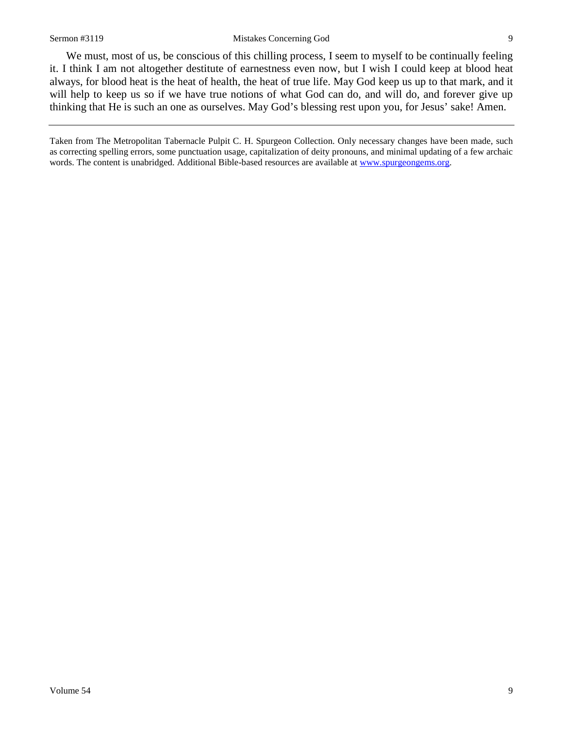We must, most of us, be conscious of this chilling process, I seem to myself to be continually feeling it. I think I am not altogether destitute of earnestness even now, but I wish I could keep at blood heat always, for blood heat is the heat of health, the heat of true life. May God keep us up to that mark, and it will help to keep us so if we have true notions of what God can do, and will do, and forever give up thinking that He is such an one as ourselves. May God's blessing rest upon you, for Jesus' sake! Amen.

---

Taken from The Metropolitan Tabernacle Pulpit C. H. Spurgeon Collection. Only necessary changes have been made, such as correcting spelling errors, some punctuation usage, capitalization of deity pronouns, and minimal updating of a few archaic words. The content is unabridged. Additional Bible-based resources are available at [www.spurgeongems.org](http://www.spurgeongems.org).